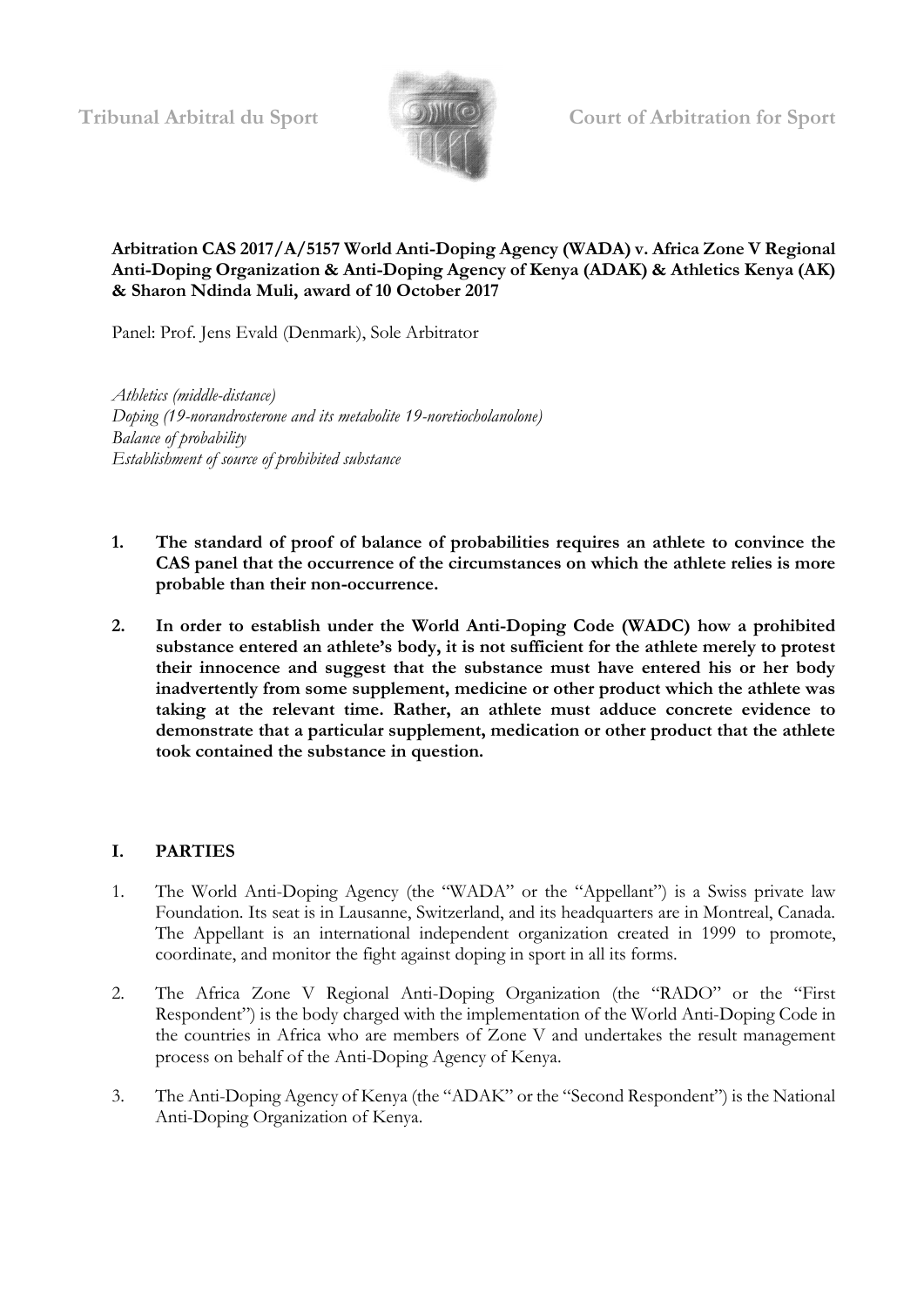Tribunal Arbitral du Sport Court of Arbitration for Sport

**Arbitration CAS 2017/A/5157 World Anti-Doping Agency (WADA) v. Africa Zone V Regional Anti-Doping Organization & Anti-Doping Agency of Kenya (ADAK) & Athletics Kenya (AK) & Sharon Ndinda Muli, award of 10 October 2017**

Panel: Prof. Jens Evald (Denmark), Sole Arbitrator

*Athletics (middle-distance)*
*Doping (19-norandrosterone and its metabolite 19-noretiocholanolone)*
*Balance of probability*
*Establishment of source of prohibited substance*

1. **The standard of proof of balance of probabilities requires an athlete to convince the CAS panel that the occurrence of the circumstances on which the athlete relies is more probable than their non-occurrence.**

2. **In order to establish under the World Anti-Doping Code (WADC) how a prohibited substance entered an athlete's body, it is not sufficient for the athlete merely to protest their innocence and suggest that the substance must have entered his or her body inadvertently from some supplement, medicine or other product which the athlete was taking at the relevant time. Rather, an athlete must adduce concrete evidence to demonstrate that a particular supplement, medication or other product that the athlete took contained the substance in question.**

## I. PARTIES

1. The World Anti-Doping Agency (the "WADA" or the "Appellant") is a Swiss private law Foundation. Its seat is in Lausanne, Switzerland, and its headquarters are in Montreal, Canada. The Appellant is an international independent organization created in 1999 to promote, coordinate, and monitor the fight against doping in sport in all its forms.

2. The Africa Zone V Regional Anti-Doping Organization (the "RADO" or the "First Respondent") is the body charged with the implementation of the World Anti-Doping Code in the countries in Africa who are members of Zone V and undertakes the result management process on behalf of the Anti-Doping Agency of Kenya.

3. The Anti-Doping Agency of Kenya (the "ADAK" or the "Second Respondent") is the National Anti-Doping Organization of Kenya.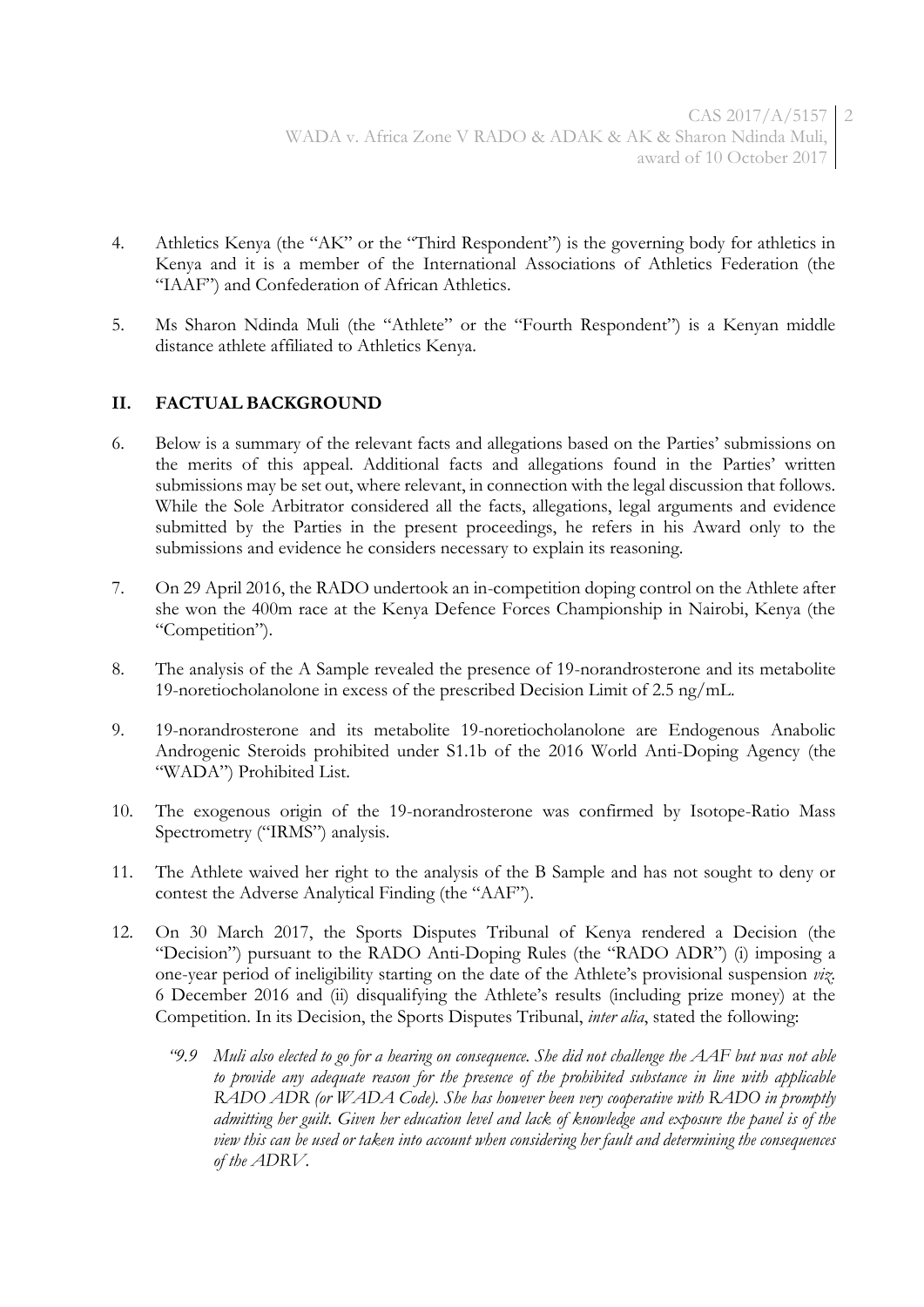4. Athletics Kenya (the "AK" or the "Third Respondent") is the governing body for athletics in Kenya and it is a member of the International Associations of Athletics Federation (the "IAAF") and Confederation of African Athletics.

5. Ms Sharon Ndinda Muli (the "Athlete" or the "Fourth Respondent") is a Kenyan middle distance athlete affiliated to Athletics Kenya.

## II. FACTUAL BACKGROUND

6. Below is a summary of the relevant facts and allegations based on the Parties' submissions on the merits of this appeal. Additional facts and allegations found in the Parties' written submissions may be set out, where relevant, in connection with the legal discussion that follows. While the Sole Arbitrator considered all the facts, allegations, legal arguments and evidence submitted by the Parties in the present proceedings, he refers in his Award only to the submissions and evidence he considers necessary to explain its reasoning.

7. On 29 April 2016, the RADO undertook an in-competition doping control on the Athlete after she won the 400m race at the Kenya Defence Forces Championship in Nairobi, Kenya (the "Competition").

8. The analysis of the A Sample revealed the presence of 19-norandrosterone and its metabolite 19-noretiocholanolone in excess of the prescribed Decision Limit of 2.5 ng/mL.

9. 19-norandrosterone and its metabolite 19-noretiocholanolone are Endogenous Anabolic Androgenic Steroids prohibited under S1.1b of the 2016 World Anti-Doping Agency (the "WADA") Prohibited List.

10. The exogenous origin of the 19-norandrosterone was confirmed by Isotope-Ratio Mass Spectrometry ("IRMS") analysis.

11. The Athlete waived her right to the analysis of the B Sample and has not sought to deny or contest the Adverse Analytical Finding (the "AAF").

12. On 30 March 2017, the Sports Disputes Tribunal of Kenya rendered a Decision (the "Decision") pursuant to the RADO Anti-Doping Rules (the "RADO ADR") (i) imposing a one-year period of ineligibility starting on the date of the Athlete's provisional suspension *viz.* 6 December 2016 and (ii) disqualifying the Athlete's results (including prize money) at the Competition. In its Decision, the Sports Disputes Tribunal, *inter alia*, stated the following:

    *"9.9 Muli also elected to go for a hearing on consequence. She did not challenge the AAF but was not able to provide any adequate reason for the presence of the prohibited substance in line with applicable RADO ADR (or WADA Code). She has however been very cooperative with RADO in promptly admitting her guilt. Given her education level and lack of knowledge and exposure the panel is of the view this can be used or taken into account when considering her fault and determining the consequences of the ADRV.*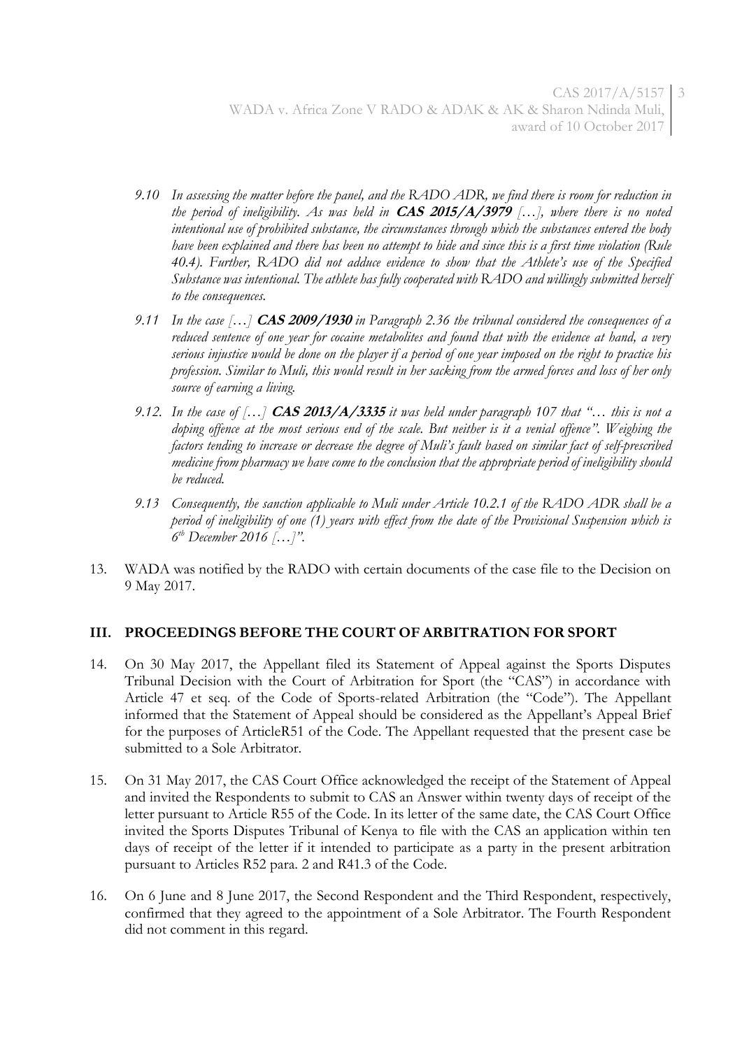*9.10 In assessing the matter before the panel, and the RADO ADR, we find there is room for reduction in the period of ineligibility. As was held in* ***CAS 2015/A/3979*** *[…], where there is no noted intentional use of prohibited substance, the circumstances through which the substances entered the body have been explained and there has been no attempt to hide and since this is a first time violation (Rule 40.4). Further, RADO did not adduce evidence to show that the Athlete's use of the Specified Substance was intentional. The athlete has fully cooperated with RADO and willingly submitted herself to the consequences.*

*9.11 In the case […]* ***CAS 2009/1930*** *in Paragraph 2.36 the tribunal considered the consequences of a reduced sentence of one year for cocaine metabolites and found that with the evidence at hand, a very serious injustice would be done on the player if a period of one year imposed on the right to practice his profession. Similar to Muli, this would result in her sacking from the armed forces and loss of her only source of earning a living.*

*9.12. In the case of […]* ***CAS 2013/A/3335*** *it was held under paragraph 107 that "… this is not a doping offence at the most serious end of the scale. But neither is it a venial offence". Weighing the factors tending to increase or decrease the degree of Muli's fault based on similar fact of self-prescribed medicine from pharmacy we have come to the conclusion that the appropriate period of ineligibility should be reduced.*

*9.13 Consequently, the sanction applicable to Muli under Article 10.2.1 of the RADO ADR shall be a period of ineligibility of one (1) years with effect from the date of the Provisional Suspension which is 6th December 2016 […]".*

13. WADA was notified by the RADO with certain documents of the case file to the Decision on 9 May 2017.

## III. PROCEEDINGS BEFORE THE COURT OF ARBITRATION FOR SPORT

14. On 30 May 2017, the Appellant filed its Statement of Appeal against the Sports Disputes Tribunal Decision with the Court of Arbitration for Sport (the "CAS") in accordance with Article 47 et seq. of the Code of Sports-related Arbitration (the "Code"). The Appellant informed that the Statement of Appeal should be considered as the Appellant's Appeal Brief for the purposes of ArticleR51 of the Code. The Appellant requested that the present case be submitted to a Sole Arbitrator.

15. On 31 May 2017, the CAS Court Office acknowledged the receipt of the Statement of Appeal and invited the Respondents to submit to CAS an Answer within twenty days of receipt of the letter pursuant to Article R55 of the Code. In its letter of the same date, the CAS Court Office invited the Sports Disputes Tribunal of Kenya to file with the CAS an application within ten days of receipt of the letter if it intended to participate as a party in the present arbitration pursuant to Articles R52 para. 2 and R41.3 of the Code.

16. On 6 June and 8 June 2017, the Second Respondent and the Third Respondent, respectively, confirmed that they agreed to the appointment of a Sole Arbitrator. The Fourth Respondent did not comment in this regard.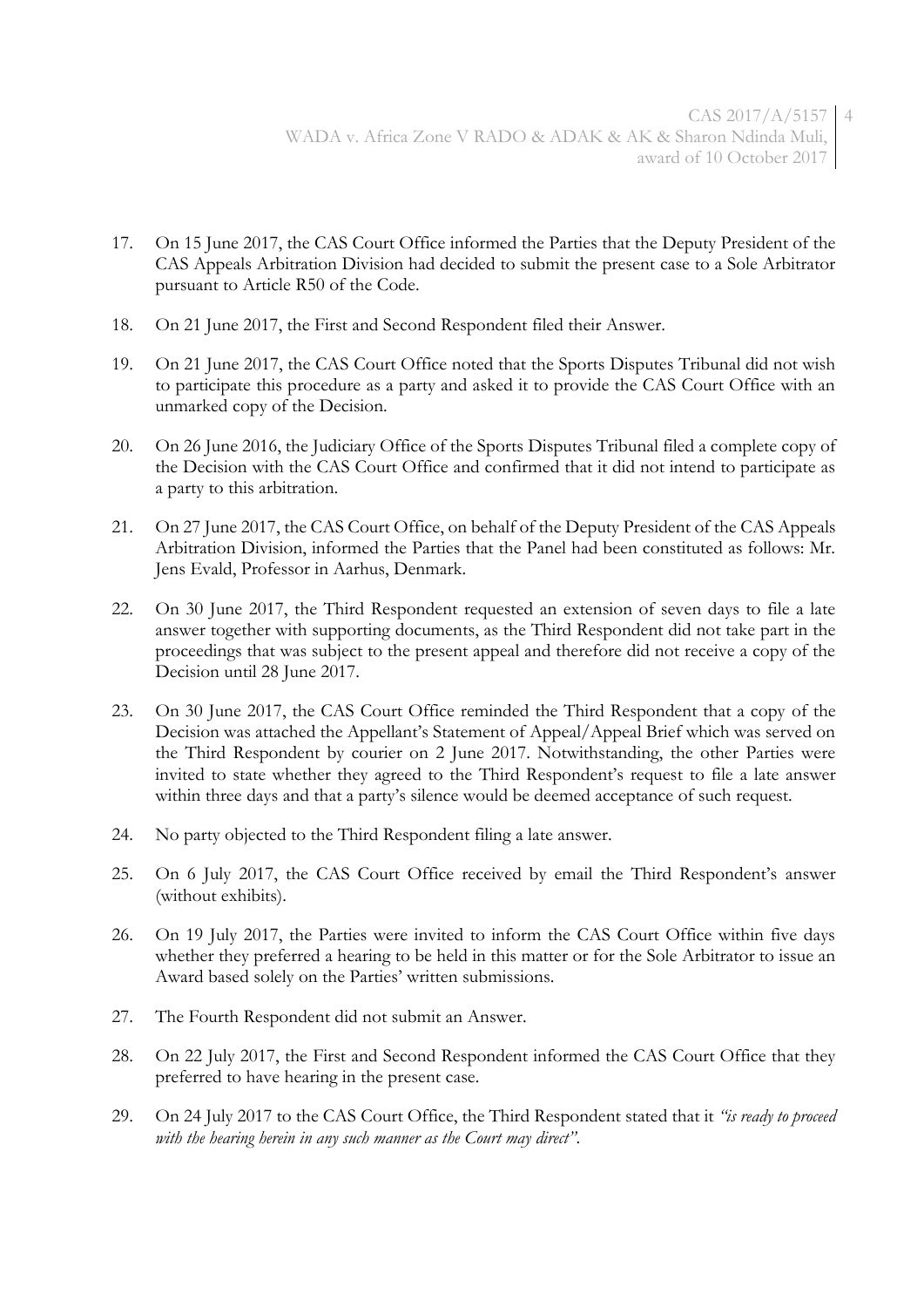17. On 15 June 2017, the CAS Court Office informed the Parties that the Deputy President of the CAS Appeals Arbitration Division had decided to submit the present case to a Sole Arbitrator pursuant to Article R50 of the Code.

18. On 21 June 2017, the First and Second Respondent filed their Answer.

19. On 21 June 2017, the CAS Court Office noted that the Sports Disputes Tribunal did not wish to participate this procedure as a party and asked it to provide the CAS Court Office with an unmarked copy of the Decision.

20. On 26 June 2016, the Judiciary Office of the Sports Disputes Tribunal filed a complete copy of the Decision with the CAS Court Office and confirmed that it did not intend to participate as a party to this arbitration.

21. On 27 June 2017, the CAS Court Office, on behalf of the Deputy President of the CAS Appeals Arbitration Division, informed the Parties that the Panel had been constituted as follows: Mr. Jens Evald, Professor in Aarhus, Denmark.

22. On 30 June 2017, the Third Respondent requested an extension of seven days to file a late answer together with supporting documents, as the Third Respondent did not take part in the proceedings that was subject to the present appeal and therefore did not receive a copy of the Decision until 28 June 2017.

23. On 30 June 2017, the CAS Court Office reminded the Third Respondent that a copy of the Decision was attached the Appellant's Statement of Appeal/Appeal Brief which was served on the Third Respondent by courier on 2 June 2017. Notwithstanding, the other Parties were invited to state whether they agreed to the Third Respondent's request to file a late answer within three days and that a party's silence would be deemed acceptance of such request.

24. No party objected to the Third Respondent filing a late answer.

25. On 6 July 2017, the CAS Court Office received by email the Third Respondent's answer (without exhibits).

26. On 19 July 2017, the Parties were invited to inform the CAS Court Office within five days whether they preferred a hearing to be held in this matter or for the Sole Arbitrator to issue an Award based solely on the Parties' written submissions.

27. The Fourth Respondent did not submit an Answer.

28. On 22 July 2017, the First and Second Respondent informed the CAS Court Office that they preferred to have hearing in the present case.

29. On 24 July 2017 to the CAS Court Office, the Third Respondent stated that it *"is ready to proceed with the hearing herein in any such manner as the Court may direct"*.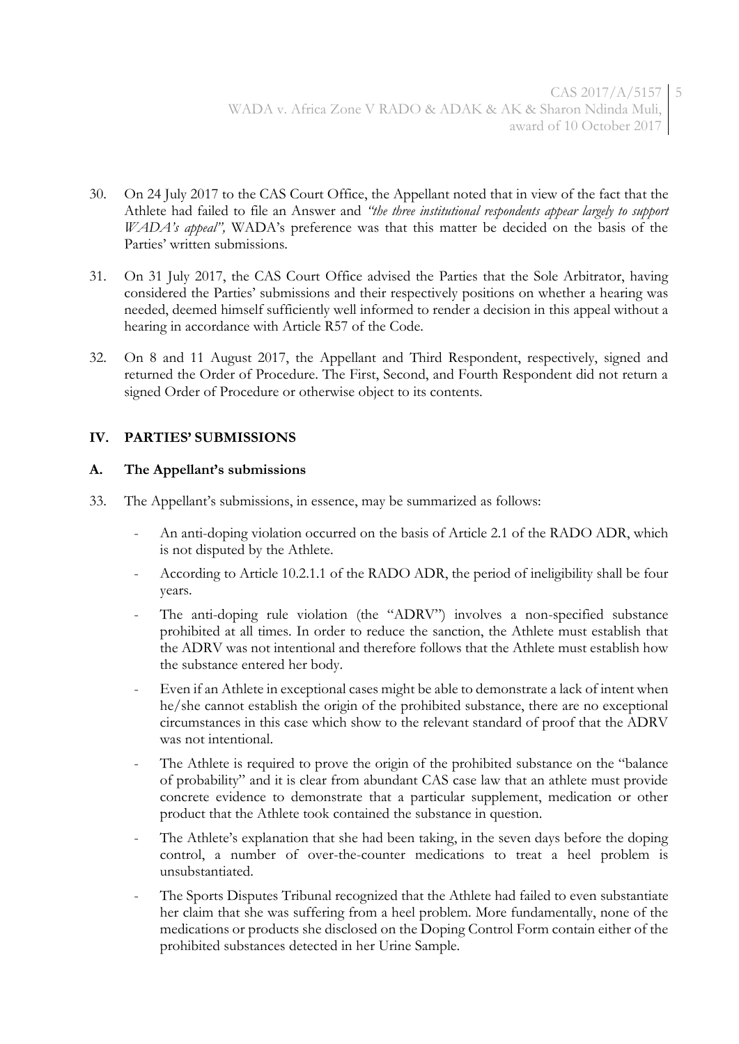30. On 24 July 2017 to the CAS Court Office, the Appellant noted that in view of the fact that the Athlete had failed to file an Answer and *"the three institutional respondents appear largely to support WADA's appeal"*, WADA's preference was that this matter be decided on the basis of the Parties' written submissions.

31. On 31 July 2017, the CAS Court Office advised the Parties that the Sole Arbitrator, having considered the Parties' submissions and their respectively positions on whether a hearing was needed, deemed himself sufficiently well informed to render a decision in this appeal without a hearing in accordance with Article R57 of the Code.

32. On 8 and 11 August 2017, the Appellant and Third Respondent, respectively, signed and returned the Order of Procedure. The First, Second, and Fourth Respondent did not return a signed Order of Procedure or otherwise object to its contents.

## IV. PARTIES' SUBMISSIONS

### A. The Appellant's submissions

33. The Appellant's submissions, in essence, may be summarized as follows:

   - An anti-doping violation occurred on the basis of Article 2.1 of the RADO ADR, which is not disputed by the Athlete.
   - According to Article 10.2.1.1 of the RADO ADR, the period of ineligibility shall be four years.
   - The anti-doping rule violation (the "ADRV") involves a non-specified substance prohibited at all times. In order to reduce the sanction, the Athlete must establish that the ADRV was not intentional and therefore follows that the Athlete must establish how the substance entered her body.
   - Even if an Athlete in exceptional cases might be able to demonstrate a lack of intent when he/she cannot establish the origin of the prohibited substance, there are no exceptional circumstances in this case which show to the relevant standard of proof that the ADRV was not intentional.
   - The Athlete is required to prove the origin of the prohibited substance on the "balance of probability" and it is clear from abundant CAS case law that an athlete must provide concrete evidence to demonstrate that a particular supplement, medication or other product that the Athlete took contained the substance in question.
   - The Athlete's explanation that she had been taking, in the seven days before the doping control, a number of over-the-counter medications to treat a heel problem is unsubstantiated.
   - The Sports Disputes Tribunal recognized that the Athlete had failed to even substantiate her claim that she was suffering from a heel problem. More fundamentally, none of the medications or products she disclosed on the Doping Control Form contain either of the prohibited substances detected in her Urine Sample.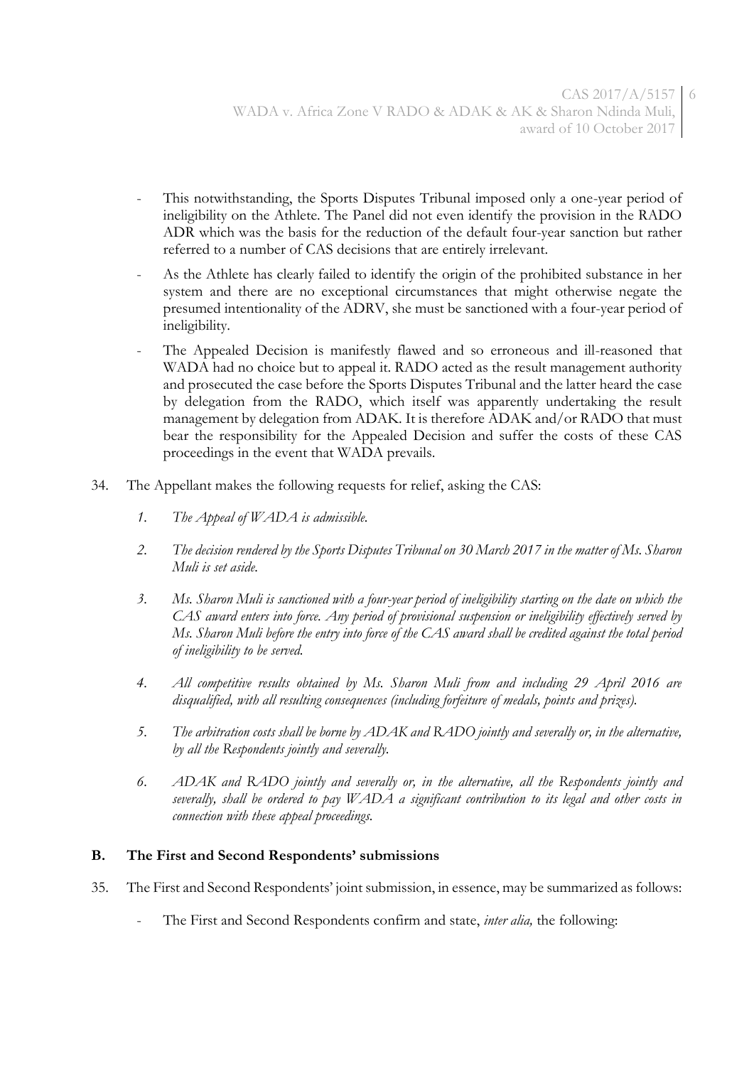- This notwithstanding, the Sports Disputes Tribunal imposed only a one-year period of ineligibility on the Athlete. The Panel did not even identify the provision in the RADO ADR which was the basis for the reduction of the default four-year sanction but rather referred to a number of CAS decisions that are entirely irrelevant.
- As the Athlete has clearly failed to identify the origin of the prohibited substance in her system and there are no exceptional circumstances that might otherwise negate the presumed intentionality of the ADRV, she must be sanctioned with a four-year period of ineligibility.
- The Appealed Decision is manifestly flawed and so erroneous and ill-reasoned that WADA had no choice but to appeal it. RADO acted as the result management authority and prosecuted the case before the Sports Disputes Tribunal and the latter heard the case by delegation from the RADO, which itself was apparently undertaking the result management by delegation from ADAK. It is therefore ADAK and/or RADO that must bear the responsibility for the Appealed Decision and suffer the costs of these CAS proceedings in the event that WADA prevails.

34. The Appellant makes the following requests for relief, asking the CAS:

    1. *The Appeal of WADA is admissible.*
    2. *The decision rendered by the Sports Disputes Tribunal on 30 March 2017 in the matter of Ms. Sharon Muli is set aside.*
    3. *Ms. Sharon Muli is sanctioned with a four-year period of ineligibility starting on the date on which the CAS award enters into force. Any period of provisional suspension or ineligibility effectively served by Ms. Sharon Muli before the entry into force of the CAS award shall be credited against the total period of ineligibility to be served.*
    4. *All competitive results obtained by Ms. Sharon Muli from and including 29 April 2016 are disqualified, with all resulting consequences (including forfeiture of medals, points and prizes).*
    5. *The arbitration costs shall be borne by ADAK and RADO jointly and severally or, in the alternative, by all the Respondents jointly and severally.*
    6. *ADAK and RADO jointly and severally or, in the alternative, all the Respondents jointly and severally, shall be ordered to pay WADA a significant contribution to its legal and other costs in connection with these appeal proceedings.*

## B. The First and Second Respondents' submissions

35. The First and Second Respondents' joint submission, in essence, may be summarized as follows:

    - The First and Second Respondents confirm and state, *inter alia,* the following: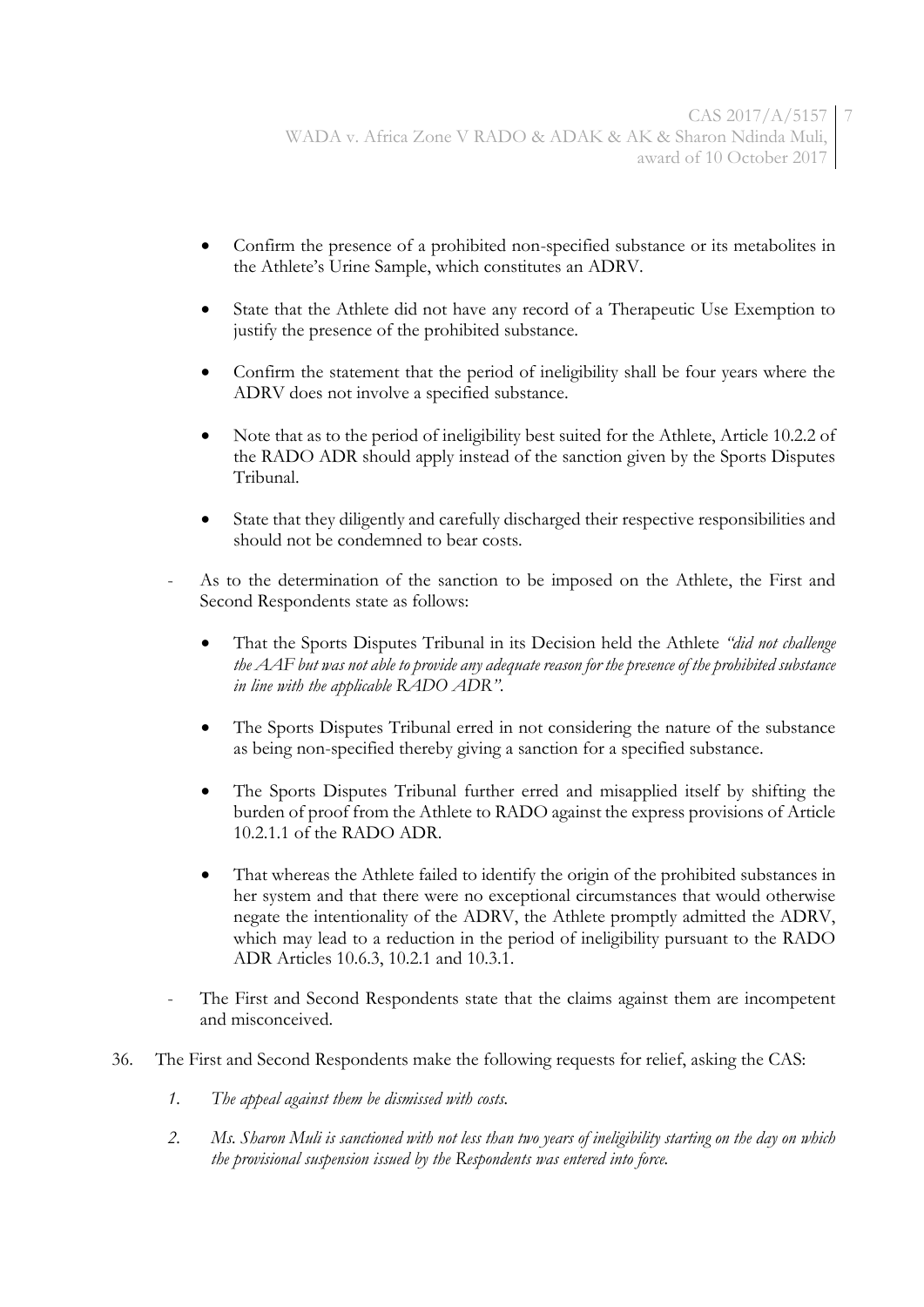- Confirm the presence of a prohibited non-specified substance or its metabolites in the Athlete's Urine Sample, which constitutes an ADRV.
- State that the Athlete did not have any record of a Therapeutic Use Exemption to justify the presence of the prohibited substance.
- Confirm the statement that the period of ineligibility shall be four years where the ADRV does not involve a specified substance.
- Note that as to the period of ineligibility best suited for the Athlete, Article 10.2.2 of the RADO ADR should apply instead of the sanction given by the Sports Disputes Tribunal.
- State that they diligently and carefully discharged their respective responsibilities and should not be condemned to bear costs.

- As to the determination of the sanction to be imposed on the Athlete, the First and Second Respondents state as follows:
  - That the Sports Disputes Tribunal in its Decision held the Athlete *"did not challenge the AAF but was not able to provide any adequate reason for the presence of the prohibited substance in line with the applicable RADO ADR"*.
  - The Sports Disputes Tribunal erred in not considering the nature of the substance as being non-specified thereby giving a sanction for a specified substance.
  - The Sports Disputes Tribunal further erred and misapplied itself by shifting the burden of proof from the Athlete to RADO against the express provisions of Article 10.2.1.1 of the RADO ADR.
  - That whereas the Athlete failed to identify the origin of the prohibited substances in her system and that there were no exceptional circumstances that would otherwise negate the intentionality of the ADRV, the Athlete promptly admitted the ADRV, which may lead to a reduction in the period of ineligibility pursuant to the RADO ADR Articles 10.6.3, 10.2.1 and 10.3.1.

- The First and Second Respondents state that the claims against them are incompetent and misconceived.

36. The First and Second Respondents make the following requests for relief, asking the CAS:

    1. *The appeal against them be dismissed with costs.*
    2. *Ms. Sharon Muli is sanctioned with not less than two years of ineligibility starting on the day on which the provisional suspension issued by the Respondents was entered into force.*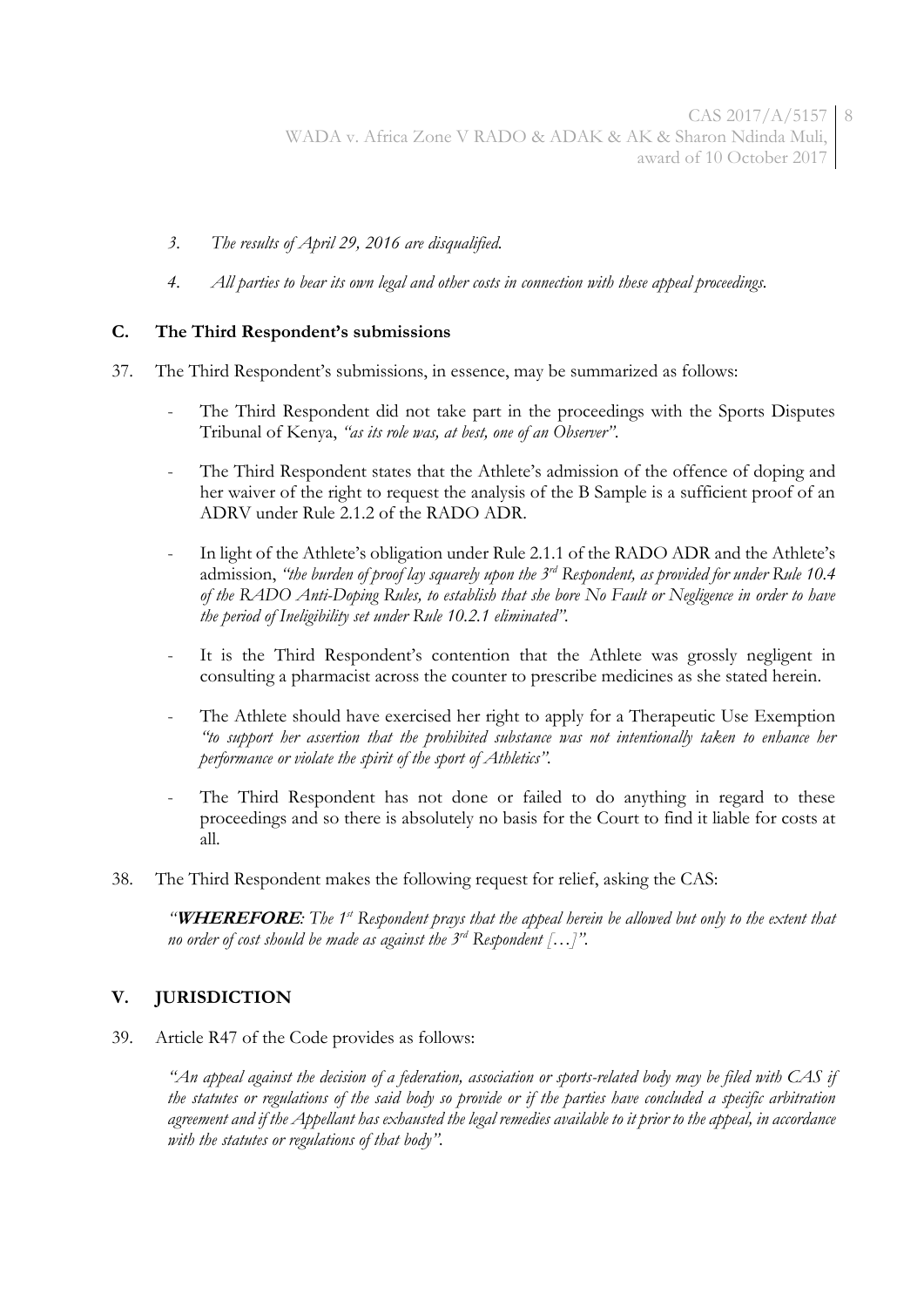*3. The results of April 29, 2016 are disqualified.*

*4. All parties to bear its own legal and other costs in connection with these appeal proceedings.*

### C. The Third Respondent's submissions

37. The Third Respondent's submissions, in essence, may be summarized as follows:

- The Third Respondent did not take part in the proceedings with the Sports Disputes Tribunal of Kenya, *"as its role was, at best, one of an Observer"*.
- The Third Respondent states that the Athlete's admission of the offence of doping and her waiver of the right to request the analysis of the B Sample is a sufficient proof of an ADRV under Rule 2.1.2 of the RADO ADR.
- In light of the Athlete's obligation under Rule 2.1.1 of the RADO ADR and the Athlete's admission, *"the burden of proof lay squarely upon the 3rd Respondent, as provided for under Rule 10.4 of the RADO Anti-Doping Rules, to establish that she bore No Fault or Negligence in order to have the period of Ineligibility set under Rule 10.2.1 eliminated"*.
- It is the Third Respondent's contention that the Athlete was grossly negligent in consulting a pharmacist across the counter to prescribe medicines as she stated herein.
- The Athlete should have exercised her right to apply for a Therapeutic Use Exemption *"to support her assertion that the prohibited substance was not intentionally taken to enhance her performance or violate the spirit of the sport of Athletics"*.
- The Third Respondent has not done or failed to do anything in regard to these proceedings and so there is absolutely no basis for the Court to find it liable for costs at all.

38. The Third Respondent makes the following request for relief, asking the CAS:

> *"**WHEREFORE**: The 1st Respondent prays that the appeal herein be allowed but only to the extent that no order of cost should be made as against the 3rd Respondent […]"*.

## V. JURISDICTION

39. Article R47 of the Code provides as follows:

> *"An appeal against the decision of a federation, association or sports-related body may be filed with CAS if the statutes or regulations of the said body so provide or if the parties have concluded a specific arbitration agreement and if the Appellant has exhausted the legal remedies available to it prior to the appeal, in accordance with the statutes or regulations of that body"*.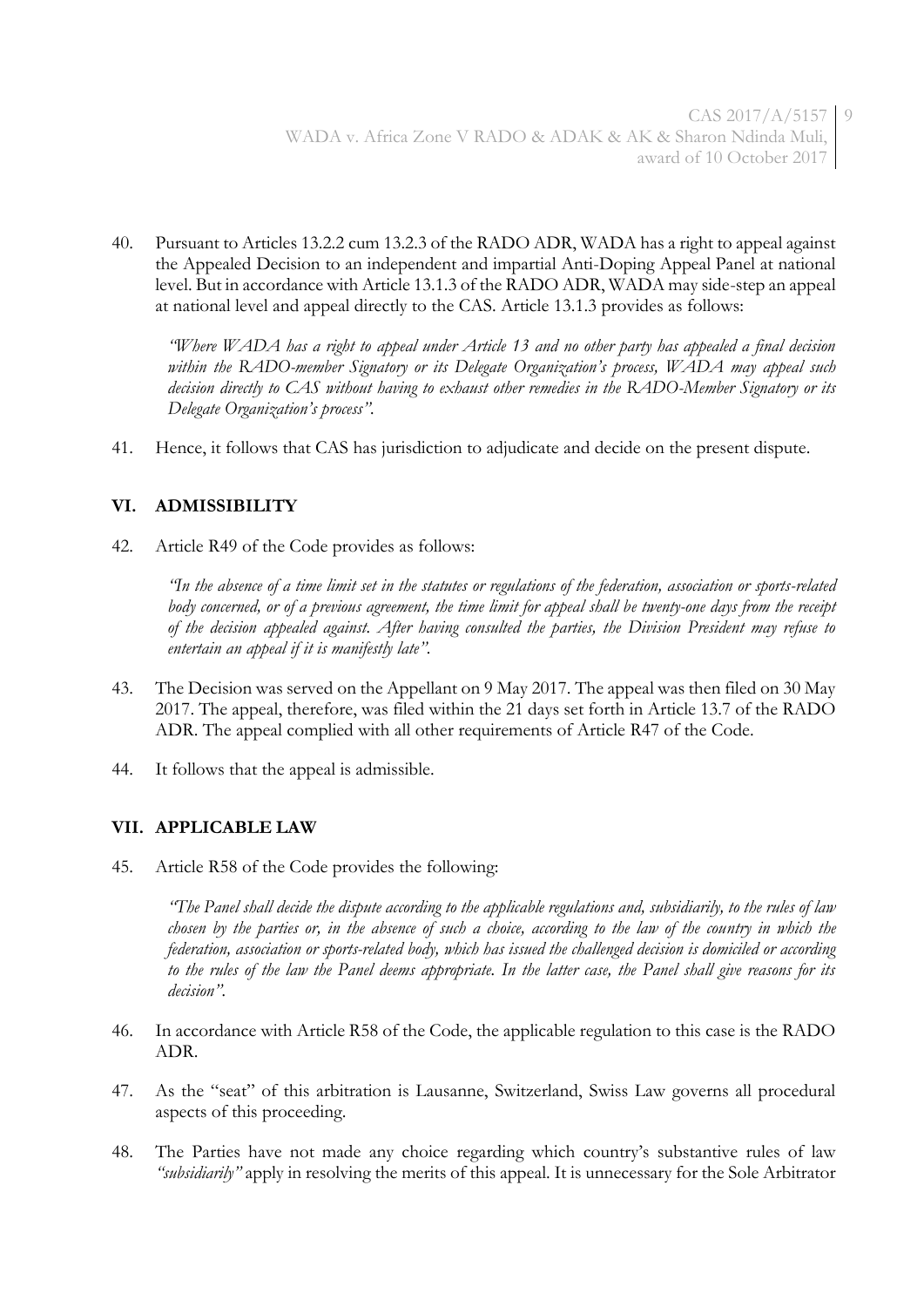40. Pursuant to Articles 13.2.2 cum 13.2.3 of the RADO ADR, WADA has a right to appeal against the Appealed Decision to an independent and impartial Anti-Doping Appeal Panel at national level. But in accordance with Article 13.1.3 of the RADO ADR, WADA may side-step an appeal at national level and appeal directly to the CAS. Article 13.1.3 provides as follows:

> *"Where WADA has a right to appeal under Article 13 and no other party has appealed a final decision within the RADO-member Signatory or its Delegate Organization's process, WADA may appeal such decision directly to CAS without having to exhaust other remedies in the RADO-Member Signatory or its Delegate Organization's process".*

41. Hence, it follows that CAS has jurisdiction to adjudicate and decide on the present dispute.

## VI. ADMISSIBILITY

42. Article R49 of the Code provides as follows:

> *"In the absence of a time limit set in the statutes or regulations of the federation, association or sports-related body concerned, or of a previous agreement, the time limit for appeal shall be twenty-one days from the receipt of the decision appealed against. After having consulted the parties, the Division President may refuse to entertain an appeal if it is manifestly late".*

43. The Decision was served on the Appellant on 9 May 2017. The appeal was then filed on 30 May 2017. The appeal, therefore, was filed within the 21 days set forth in Article 13.7 of the RADO ADR. The appeal complied with all other requirements of Article R47 of the Code.

44. It follows that the appeal is admissible.

## VII. APPLICABLE LAW

45. Article R58 of the Code provides the following:

> *"The Panel shall decide the dispute according to the applicable regulations and, subsidiarily, to the rules of law chosen by the parties or, in the absence of such a choice, according to the law of the country in which the federation, association or sports-related body, which has issued the challenged decision is domiciled or according to the rules of the law the Panel deems appropriate. In the latter case, the Panel shall give reasons for its decision".*

46. In accordance with Article R58 of the Code, the applicable regulation to this case is the RADO ADR.

47. As the "seat" of this arbitration is Lausanne, Switzerland, Swiss Law governs all procedural aspects of this proceeding.

48. The Parties have not made any choice regarding which country's substantive rules of law *"subsidiarily"* apply in resolving the merits of this appeal. It is unnecessary for the Sole Arbitrator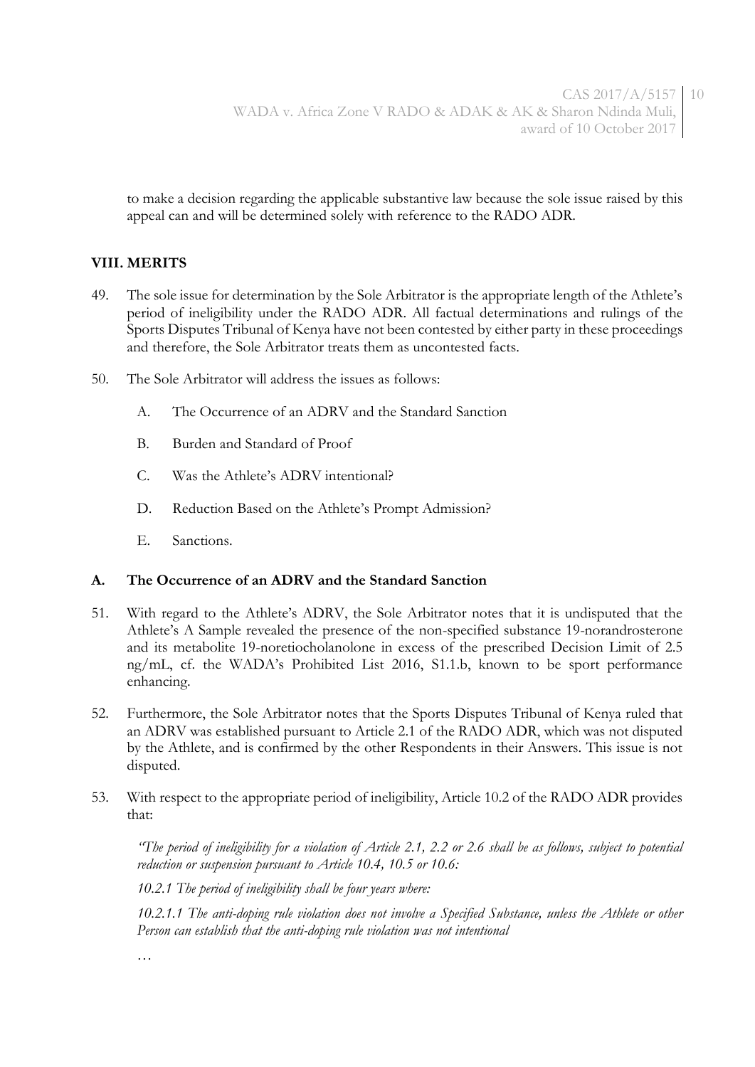to make a decision regarding the applicable substantive law because the sole issue raised by this appeal can and will be determined solely with reference to the RADO ADR.

## VIII. MERITS

49. The sole issue for determination by the Sole Arbitrator is the appropriate length of the Athlete's period of ineligibility under the RADO ADR. All factual determinations and rulings of the Sports Disputes Tribunal of Kenya have not been contested by either party in these proceedings and therefore, the Sole Arbitrator treats them as uncontested facts.

50. The Sole Arbitrator will address the issues as follows:

    A. The Occurrence of an ADRV and the Standard Sanction

    B. Burden and Standard of Proof

    C. Was the Athlete's ADRV intentional?

    D. Reduction Based on the Athlete's Prompt Admission?

    E. Sanctions.

### A. The Occurrence of an ADRV and the Standard Sanction

51. With regard to the Athlete's ADRV, the Sole Arbitrator notes that it is undisputed that the Athlete's A Sample revealed the presence of the non-specified substance 19-norandrosterone and its metabolite 19-noretiocholanolone in excess of the prescribed Decision Limit of 2.5 ng/mL, cf. the WADA's Prohibited List 2016, S1.1.b, known to be sport performance enhancing.

52. Furthermore, the Sole Arbitrator notes that the Sports Disputes Tribunal of Kenya ruled that an ADRV was established pursuant to Article 2.1 of the RADO ADR, which was not disputed by the Athlete, and is confirmed by the other Respondents in their Answers. This issue is not disputed.

53. With respect to the appropriate period of ineligibility, Article 10.2 of the RADO ADR provides that:

    *"The period of ineligibility for a violation of Article 2.1, 2.2 or 2.6 shall be as follows, subject to potential reduction or suspension pursuant to Article 10.4, 10.5 or 10.6:*

    *10.2.1 The period of ineligibility shall be four years where:*

    *10.2.1.1 The anti-doping rule violation does not involve a Specified Substance, unless the Athlete or other Person can establish that the anti-doping rule violation was not intentional*

    …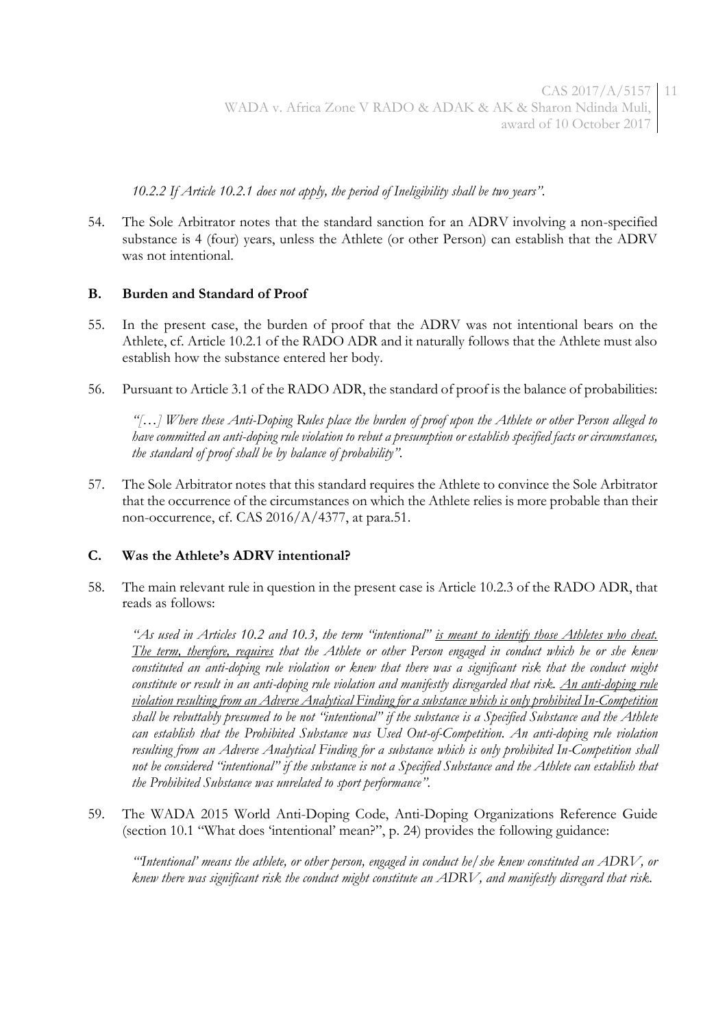*10.2.2 If Article 10.2.1 does not apply, the period of Ineligibility shall be two years".*

54. The Sole Arbitrator notes that the standard sanction for an ADRV involving a non-specified substance is 4 (four) years, unless the Athlete (or other Person) can establish that the ADRV was not intentional.

### B. Burden and Standard of Proof

55. In the present case, the burden of proof that the ADRV was not intentional bears on the Athlete, cf. Article 10.2.1 of the RADO ADR and it naturally follows that the Athlete must also establish how the substance entered her body.

56. Pursuant to Article 3.1 of the RADO ADR, the standard of proof is the balance of probabilities:

> *"[…] Where these Anti-Doping Rules place the burden of proof upon the Athlete or other Person alleged to have committed an anti-doping rule violation to rebut a presumption or establish specified facts or circumstances, the standard of proof shall be by balance of probability".*

57. The Sole Arbitrator notes that this standard requires the Athlete to convince the Sole Arbitrator that the occurrence of the circumstances on which the Athlete relies is more probable than their non-occurrence, cf. CAS 2016/A/4377, at para.51.

### C. Was the Athlete's ADRV intentional?

58. The main relevant rule in question in the present case is Article 10.2.3 of the RADO ADR, that reads as follows:

> *"As used in Articles 10.2 and 10.3, the term "intentional" <u>is meant to identify those Athletes who cheat. The term, therefore, requires</u> that the Athlete or other Person engaged in conduct which he or she knew constituted an anti-doping rule violation or knew that there was a significant risk that the conduct might constitute or result in an anti-doping rule violation and manifestly disregarded that risk. <u>An anti-doping rule violation resulting from an Adverse Analytical Finding for a substance which is only prohibited In-Competition</u> shall be rebuttably presumed to be not "intentional" if the substance is a Specified Substance and the Athlete can establish that the Prohibited Substance was Used Out-of-Competition. An anti-doping rule violation resulting from an Adverse Analytical Finding for a substance which is only prohibited In-Competition shall not be considered "intentional" if the substance is not a Specified Substance and the Athlete can establish that the Prohibited Substance was unrelated to sport performance".*

59. The WADA 2015 World Anti-Doping Code, Anti-Doping Organizations Reference Guide (section 10.1 "What does 'intentional' mean?", p. 24) provides the following guidance:

> *"'Intentional' means the athlete, or other person, engaged in conduct he/she knew constituted an ADRV, or knew there was significant risk the conduct might constitute an ADRV, and manifestly disregard that risk.*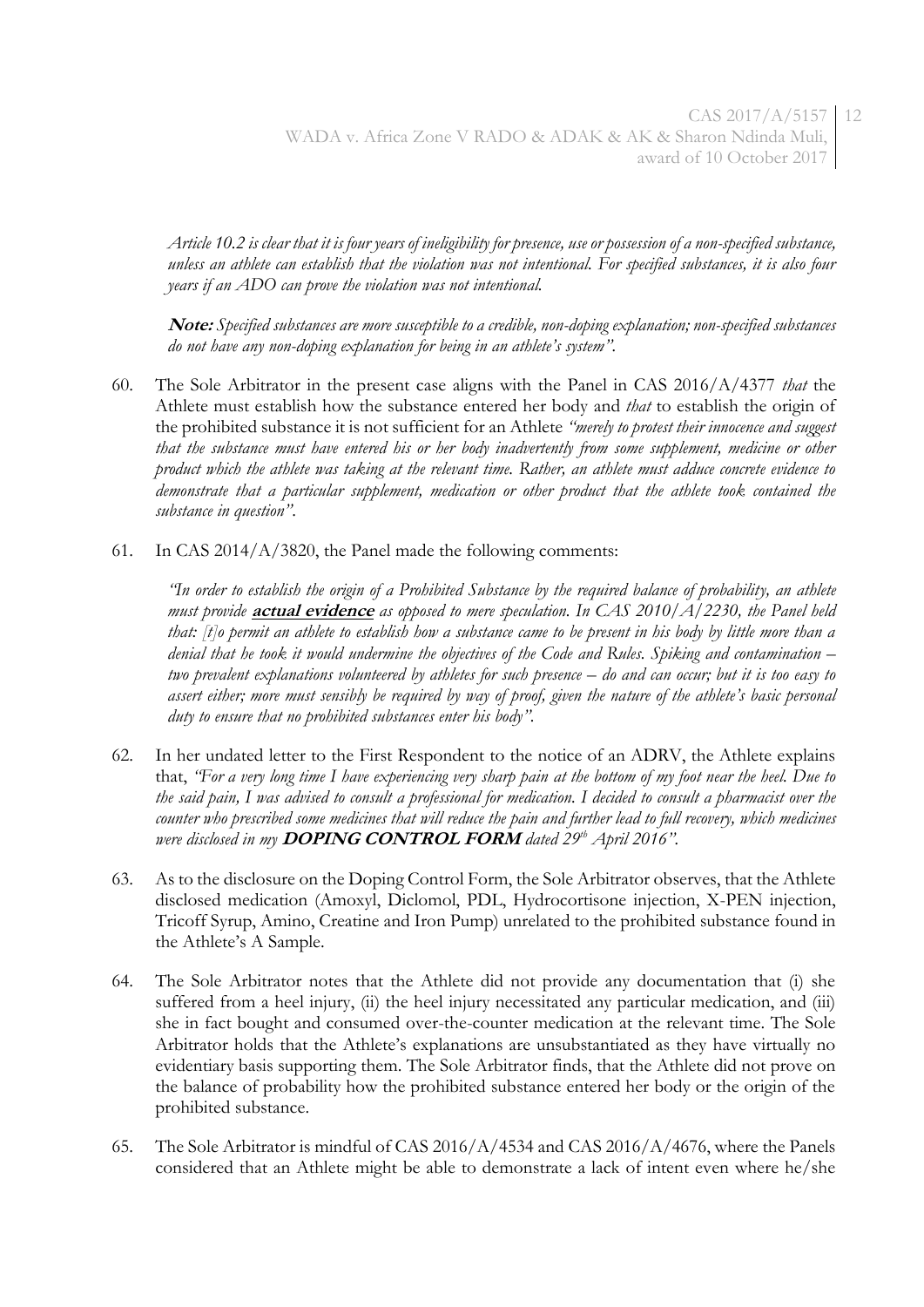*Article 10.2 is clear that it is four years of ineligibility for presence, use or possession of a non-specified substance, unless an athlete can establish that the violation was not intentional. For specified substances, it is also four years if an ADO can prove the violation was not intentional.*

***Note:** Specified substances are more susceptible to a credible, non-doping explanation; non-specified substances do not have any non-doping explanation for being in an athlete's system".*

60. The Sole Arbitrator in the present case aligns with the Panel in CAS 2016/A/4377 *that* the Athlete must establish how the substance entered her body and *that* to establish the origin of the prohibited substance it is not sufficient for an Athlete *"merely to protest their innocence and suggest that the substance must have entered his or her body inadvertently from some supplement, medicine or other product which the athlete was taking at the relevant time. Rather, an athlete must adduce concrete evidence to demonstrate that a particular supplement, medication or other product that the athlete took contained the substance in question"*.

61. In CAS 2014/A/3820, the Panel made the following comments:

*"In order to establish the origin of a Prohibited Substance by the required balance of probability, an athlete must provide **actual evidence** as opposed to mere speculation. In CAS 2010/A/2230, the Panel held that: [t]o permit an athlete to establish how a substance came to be present in his body by little more than a denial that he took it would undermine the objectives of the Code and Rules. Spiking and contamination – two prevalent explanations volunteered by athletes for such presence – do and can occur; but it is too easy to assert either; more must sensibly be required by way of proof, given the nature of the athlete's basic personal duty to ensure that no prohibited substances enter his body"*.

62. In her undated letter to the First Respondent to the notice of an ADRV, the Athlete explains that, *"For a very long time I have experiencing very sharp pain at the bottom of my foot near the heel. Due to the said pain, I was advised to consult a professional for medication. I decided to consult a pharmacist over the counter who prescribed some medicines that will reduce the pain and further lead to full recovery, which medicines were disclosed in my **DOPING CONTROL FORM** dated 29th April 2016"*.

63. As to the disclosure on the Doping Control Form, the Sole Arbitrator observes, that the Athlete disclosed medication (Amoxyl, Diclomol, PDL, Hydrocortisone injection, X-PEN injection, Tricoff Syrup, Amino, Creatine and Iron Pump) unrelated to the prohibited substance found in the Athlete's A Sample.

64. The Sole Arbitrator notes that the Athlete did not provide any documentation that (i) she suffered from a heel injury, (ii) the heel injury necessitated any particular medication, and (iii) she in fact bought and consumed over-the-counter medication at the relevant time. The Sole Arbitrator holds that the Athlete's explanations are unsubstantiated as they have virtually no evidentiary basis supporting them. The Sole Arbitrator finds, that the Athlete did not prove on the balance of probability how the prohibited substance entered her body or the origin of the prohibited substance.

65. The Sole Arbitrator is mindful of CAS 2016/A/4534 and CAS 2016/A/4676, where the Panels considered that an Athlete might be able to demonstrate a lack of intent even where he/she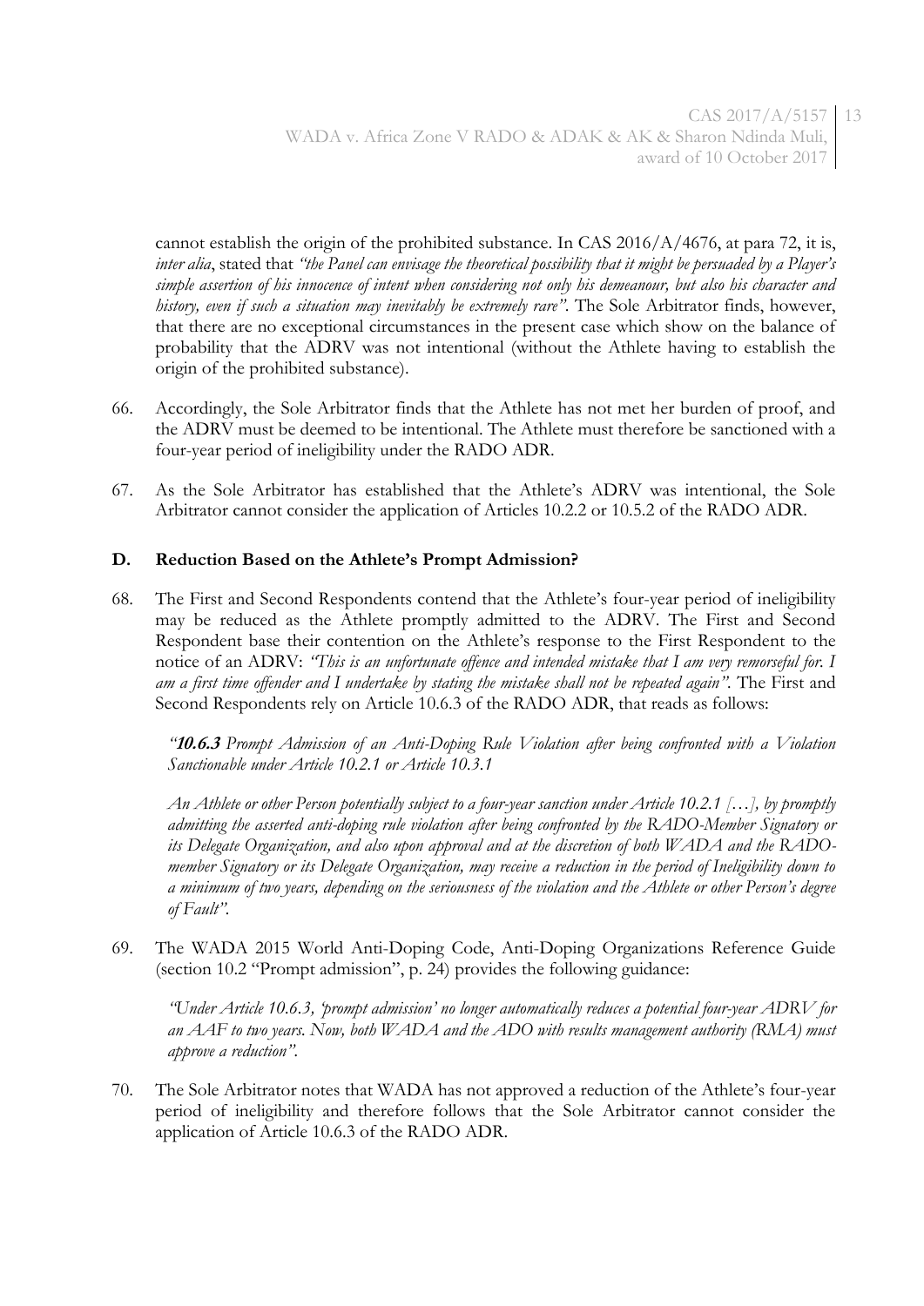cannot establish the origin of the prohibited substance. In CAS 2016/A/4676, at para 72, it is, *inter alia*, stated that *"the Panel can envisage the theoretical possibility that it might be persuaded by a Player's simple assertion of his innocence of intent when considering not only his demeanour, but also his character and history, even if such a situation may inevitably be extremely rare"*. The Sole Arbitrator finds, however, that there are no exceptional circumstances in the present case which show on the balance of probability that the ADRV was not intentional (without the Athlete having to establish the origin of the prohibited substance).

66. Accordingly, the Sole Arbitrator finds that the Athlete has not met her burden of proof, and the ADRV must be deemed to be intentional. The Athlete must therefore be sanctioned with a four-year period of ineligibility under the RADO ADR.

67. As the Sole Arbitrator has established that the Athlete's ADRV was intentional, the Sole Arbitrator cannot consider the application of Articles 10.2.2 or 10.5.2 of the RADO ADR.

### D. Reduction Based on the Athlete's Prompt Admission?

68. The First and Second Respondents contend that the Athlete's four-year period of ineligibility may be reduced as the Athlete promptly admitted to the ADRV. The First and Second Respondent base their contention on the Athlete's response to the First Respondent to the notice of an ADRV: *"This is an unfortunate offence and intended mistake that I am very remorseful for. I am a first time offender and I undertake by stating the mistake shall not be repeated again"*. The First and Second Respondents rely on Article 10.6.3 of the RADO ADR, that reads as follows:

    *"**10.6.3** Prompt Admission of an Anti-Doping Rule Violation after being confronted with a Violation Sanctionable under Article 10.2.1 or Article 10.3.1*

    *An Athlete or other Person potentially subject to a four-year sanction under Article 10.2.1 […], by promptly admitting the asserted anti-doping rule violation after being confronted by the RADO-Member Signatory or its Delegate Organization, and also upon approval and at the discretion of both WADA and the RADO-member Signatory or its Delegate Organization, may receive a reduction in the period of Ineligibility down to a minimum of two years, depending on the seriousness of the violation and the Athlete or other Person's degree of Fault"*.

69. The WADA 2015 World Anti-Doping Code, Anti-Doping Organizations Reference Guide (section 10.2 "Prompt admission", p. 24) provides the following guidance:

    *"Under Article 10.6.3, 'prompt admission' no longer automatically reduces a potential four-year ADRV for an AAF to two years. Now, both WADA and the ADO with results management authority (RMA) must approve a reduction"*.

70. The Sole Arbitrator notes that WADA has not approved a reduction of the Athlete's four-year period of ineligibility and therefore follows that the Sole Arbitrator cannot consider the application of Article 10.6.3 of the RADO ADR.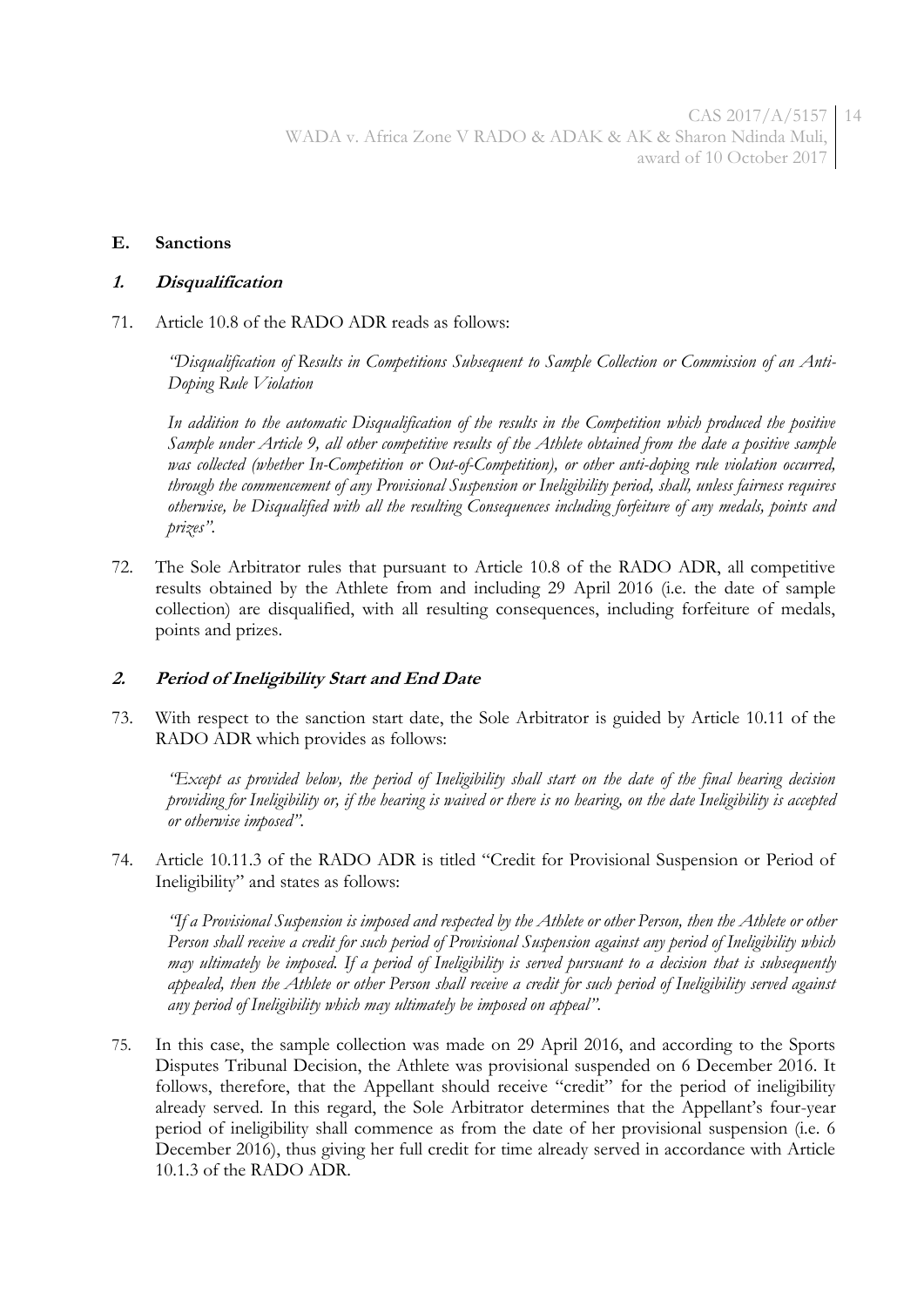## E. Sanctions

### *1. Disqualification*

71. Article 10.8 of the RADO ADR reads as follows:

> *"Disqualification of Results in Competitions Subsequent to Sample Collection or Commission of an Anti-Doping Rule Violation*
>
> *In addition to the automatic Disqualification of the results in the Competition which produced the positive Sample under Article 9, all other competitive results of the Athlete obtained from the date a positive sample was collected (whether In-Competition or Out-of-Competition), or other anti-doping rule violation occurred, through the commencement of any Provisional Suspension or Ineligibility period, shall, unless fairness requires otherwise, be Disqualified with all the resulting Consequences including forfeiture of any medals, points and prizes".*

72. The Sole Arbitrator rules that pursuant to Article 10.8 of the RADO ADR, all competitive results obtained by the Athlete from and including 29 April 2016 (i.e. the date of sample collection) are disqualified, with all resulting consequences, including forfeiture of medals, points and prizes.

### *2. Period of Ineligibility Start and End Date*

73. With respect to the sanction start date, the Sole Arbitrator is guided by Article 10.11 of the RADO ADR which provides as follows:

> *"Except as provided below, the period of Ineligibility shall start on the date of the final hearing decision providing for Ineligibility or, if the hearing is waived or there is no hearing, on the date Ineligibility is accepted or otherwise imposed".*

74. Article 10.11.3 of the RADO ADR is titled "Credit for Provisional Suspension or Period of Ineligibility" and states as follows:

> *"If a Provisional Suspension is imposed and respected by the Athlete or other Person, then the Athlete or other Person shall receive a credit for such period of Provisional Suspension against any period of Ineligibility which may ultimately be imposed. If a period of Ineligibility is served pursuant to a decision that is subsequently appealed, then the Athlete or other Person shall receive a credit for such period of Ineligibility served against any period of Ineligibility which may ultimately be imposed on appeal".*

75. In this case, the sample collection was made on 29 April 2016, and according to the Sports Disputes Tribunal Decision, the Athlete was provisional suspended on 6 December 2016. It follows, therefore, that the Appellant should receive "credit" for the period of ineligibility already served. In this regard, the Sole Arbitrator determines that the Appellant's four-year period of ineligibility shall commence as from the date of her provisional suspension (i.e. 6 December 2016), thus giving her full credit for time already served in accordance with Article 10.1.3 of the RADO ADR.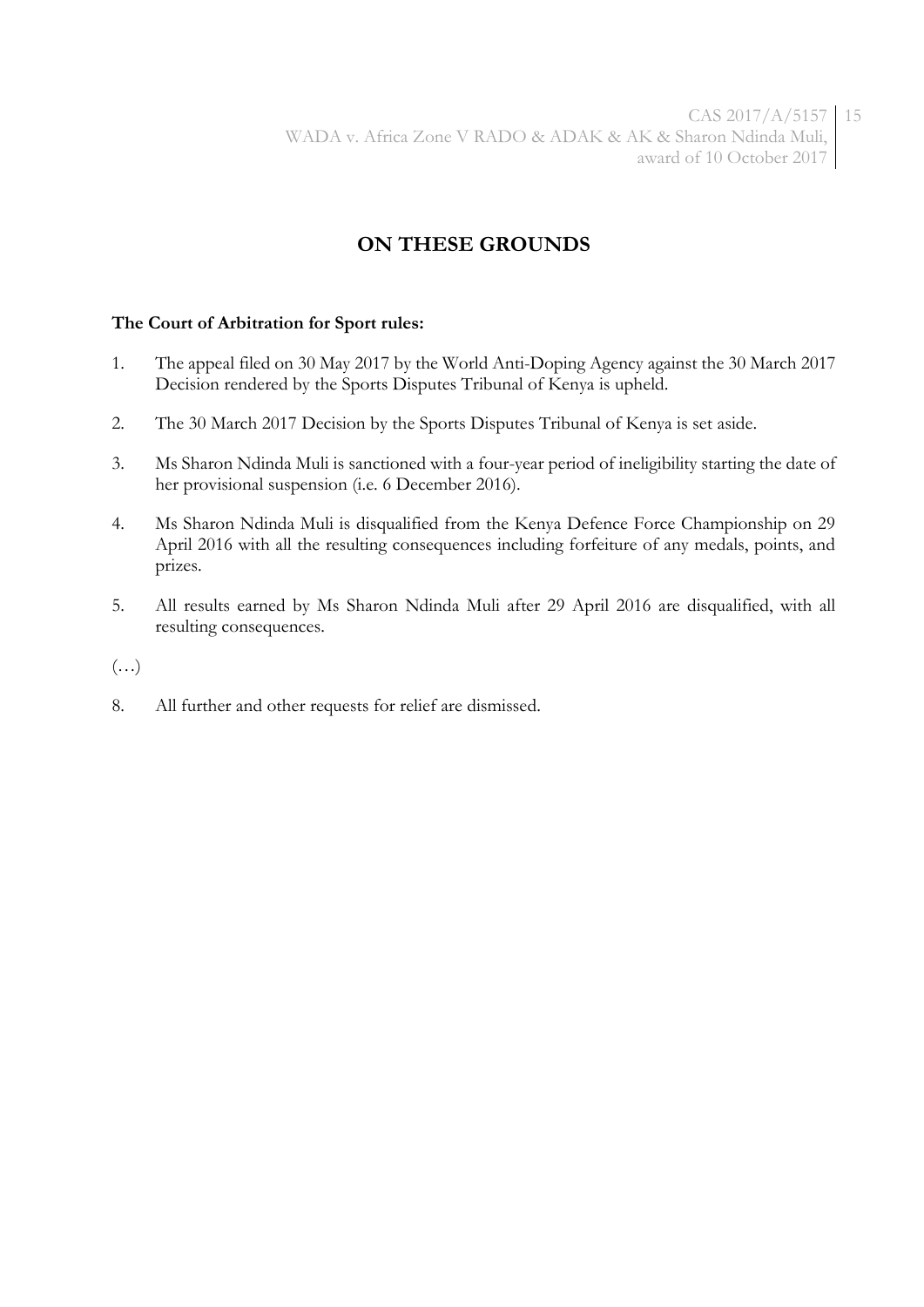## ON THESE GROUNDS

**The Court of Arbitration for Sport rules:**

1. The appeal filed on 30 May 2017 by the World Anti-Doping Agency against the 30 March 2017 Decision rendered by the Sports Disputes Tribunal of Kenya is upheld.

2. The 30 March 2017 Decision by the Sports Disputes Tribunal of Kenya is set aside.

3. Ms Sharon Ndinda Muli is sanctioned with a four-year period of ineligibility starting the date of her provisional suspension (i.e. 6 December 2016).

4. Ms Sharon Ndinda Muli is disqualified from the Kenya Defence Force Championship on 29 April 2016 with all the resulting consequences including forfeiture of any medals, points, and prizes.

5. All results earned by Ms Sharon Ndinda Muli after 29 April 2016 are disqualified, with all resulting consequences.

(…)

8. All further and other requests for relief are dismissed.